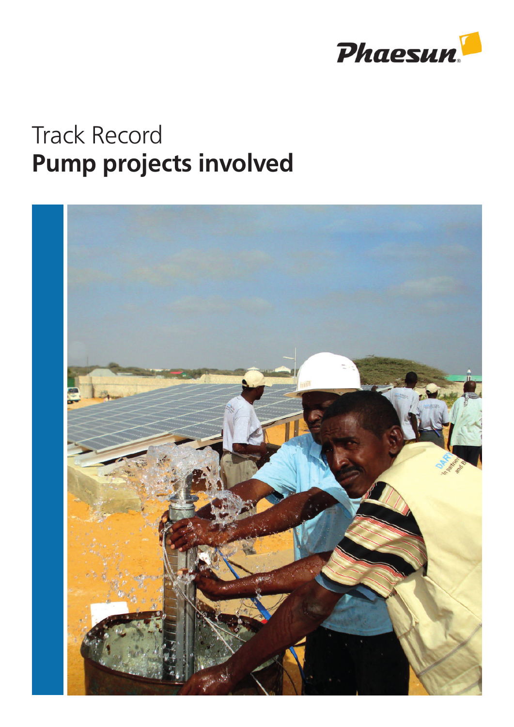Phaesun

Track Record

# Pump projects involved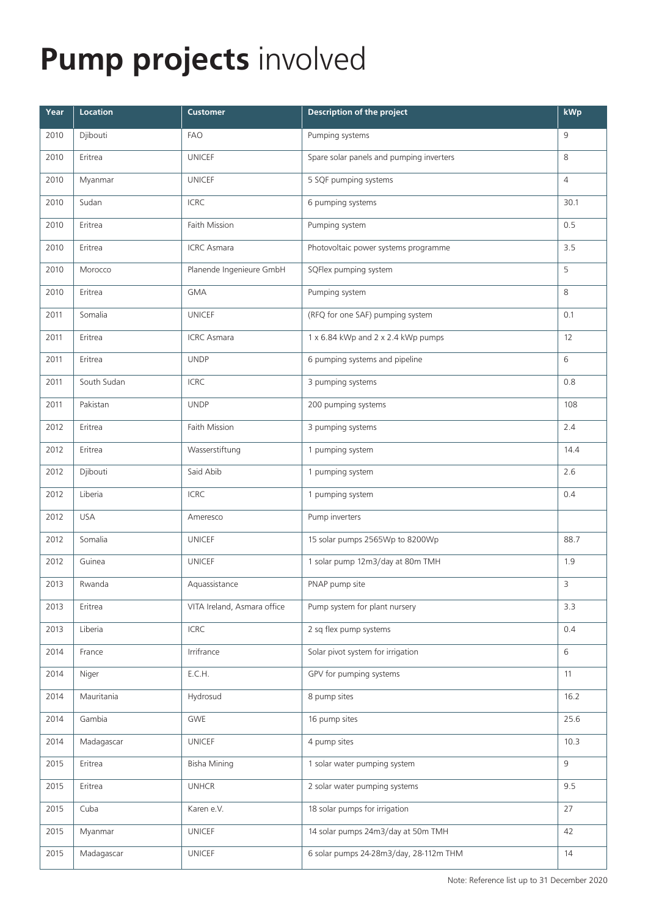# **Pump projects** involved

| Year | Location | Customer | Description of the project | kWp |
|---|---|---|---|---|
| 2010 | Djibouti | FAO | Pumping systems | 9 |
| 2010 | Eritrea | UNICEF | Spare solar panels and pumping inverters | 8 |
| 2010 | Myanmar | UNICEF | 5 SQF pumping systems | 4 |
| 2010 | Sudan | ICRC | 6 pumping systems | 30.1 |
| 2010 | Eritrea | Faith Mission | Pumping system | 0.5 |
| 2010 | Eritrea | ICRC Asmara | Photovoltaic power systems programme | 3.5 |
| 2010 | Morocco | Planende Ingenieure GmbH | SQFlex pumping system | 5 |
| 2010 | Eritrea | GMA | Pumping system | 8 |
| 2011 | Somalia | UNICEF | (RFQ for one SAF) pumping system | 0.1 |
| 2011 | Eritrea | ICRC Asmara | 1 x 6.84 kWp and 2 x 2.4 kWp pumps | 12 |
| 2011 | Eritrea | UNDP | 6 pumping systems and pipeline | 6 |
| 2011 | South Sudan | ICRC | 3 pumping systems | 0.8 |
| 2011 | Pakistan | UNDP | 200 pumping systems | 108 |
| 2012 | Eritrea | Faith Mission | 3 pumping systems | 2.4 |
| 2012 | Eritrea | Wasserstiftung | 1 pumping system | 14.4 |
| 2012 | Djibouti | Said Abib | 1 pumping system | 2.6 |
| 2012 | Liberia | ICRC | 1 pumping system | 0.4 |
| 2012 | USA | Ameresco | Pump inverters | |
| 2012 | Somalia | UNICEF | 15 solar pumps 2565Wp to 8200Wp | 88.7 |
| 2012 | Guinea | UNICEF | 1 solar pump 12m3/day at 80m TMH | 1.9 |
| 2013 | Rwanda | Aquassistance | PNAP pump site | 3 |
| 2013 | Eritrea | VITA Ireland, Asmara office | Pump system for plant nursery | 3.3 |
| 2013 | Liberia | ICRC | 2 sq flex pump systems | 0.4 |
| 2014 | France | Irrifrance | Solar pivot system for irrigation | 6 |
| 2014 | Niger | E.C.H. | GPV for pumping systems | 11 |
| 2014 | Mauritania | Hydrosud | 8 pump sites | 16.2 |
| 2014 | Gambia | GWE | 16 pump sites | 25.6 |
| 2014 | Madagascar | UNICEF | 4 pump sites | 10.3 |
| 2015 | Eritrea | Bisha Mining | 1 solar water pumping system | 9 |
| 2015 | Eritrea | UNHCR | 2 solar water pumping systems | 9.5 |
| 2015 | Cuba | Karen e.V. | 18 solar pumps for irrigation | 27 |
| 2015 | Myanmar | UNICEF | 14 solar pumps 24m3/day at 50m TMH | 42 |
| 2015 | Madagascar | UNICEF | 6 solar pumps 24-28m3/day, 28-112m THM | 14 |

Note: Reference list up to 31 December 2020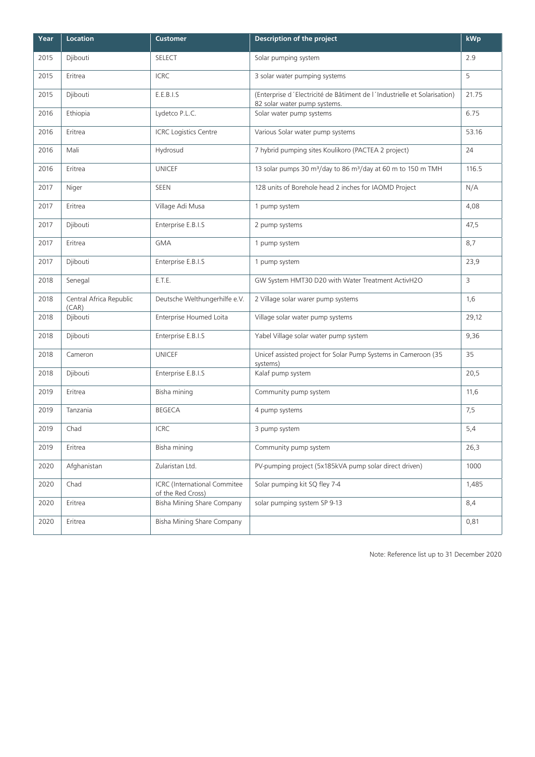| Year | Location | Customer | Description of the project | kWp |
|---|---|---|---|---|
| 2015 | Djibouti | SELECT | Solar pumping system | 2.9 |
| 2015 | Eritrea | ICRC | 3 solar water pumping systems | 5 |
| 2015 | Djibouti | E.E.B.I.S | (Enterprise d´Electricité de Bâtiment de l´Industrielle et Solarisation) 82 solar water pump systems. | 21.75 |
| 2016 | Ethiopia | Lydetco P.L.C. | Solar water pump systems | 6.75 |
| 2016 | Eritrea | ICRC Logistics Centre | Various Solar water pump systems | 53.16 |
| 2016 | Mali | Hydrosud | 7 hybrid pumping sites Koulikoro (PACTEA 2 project) | 24 |
| 2016 | Eritrea | UNICEF | 13 solar pumps 30 m³/day to 86 m³/day at 60 m to 150 m TMH | 116.5 |
| 2017 | Niger | SEEN | 128 units of Borehole head 2 inches for IAOMD Project | N/A |
| 2017 | Eritrea | Village Adi Musa | 1 pump system | 4,08 |
| 2017 | Djibouti | Enterprise E.B.I.S | 2 pump systems | 47,5 |
| 2017 | Eritrea | GMA | 1 pump system | 8,7 |
| 2017 | Djibouti | Enterprise E.B.I.S | 1 pump system | 23,9 |
| 2018 | Senegal | E.T.E. | GW System HMT30 D20 with Water Treatment ActivH2O | 3 |
| 2018 | Central Africa Republic (CAR) | Deutsche Welthungerhilfe e.V. | 2 Village solar warer pump systems | 1,6 |
| 2018 | Djibouti | Enterprise Houmed Loita | Village solar water pump systems | 29,12 |
| 2018 | Djibouti | Enterprise E.B.I.S | Yabel Village solar water pump system | 9,36 |
| 2018 | Cameron | UNICEF | Unicef assisted project for Solar Pump Systems in Cameroon (35 systems) | 35 |
| 2018 | Djibouti | Enterprise E.B.I.S | Kalaf pump system | 20,5 |
| 2019 | Eritrea | Bisha mining | Community pump system | 11,6 |
| 2019 | Tanzania | BEGECA | 4 pump systems | 7,5 |
| 2019 | Chad | ICRC | 3 pump system | 5,4 |
| 2019 | Eritrea | Bisha mining | Community pump system | 26,3 |
| 2020 | Afghanistan | Zularistan Ltd. | PV-pumping project (5x185kVA pump solar direct driven) | 1000 |
| 2020 | Chad | ICRC (International Commitee of the Red Cross) | Solar pumping kit SQ fley 7-4 | 1,485 |
| 2020 | Eritrea | Bisha Mining Share Company | solar pumping system SP 9-13 | 8,4 |
| 2020 | Eritrea | Bisha Mining Share Company | | 0,81 |

Note: Reference list up to 31 December 2020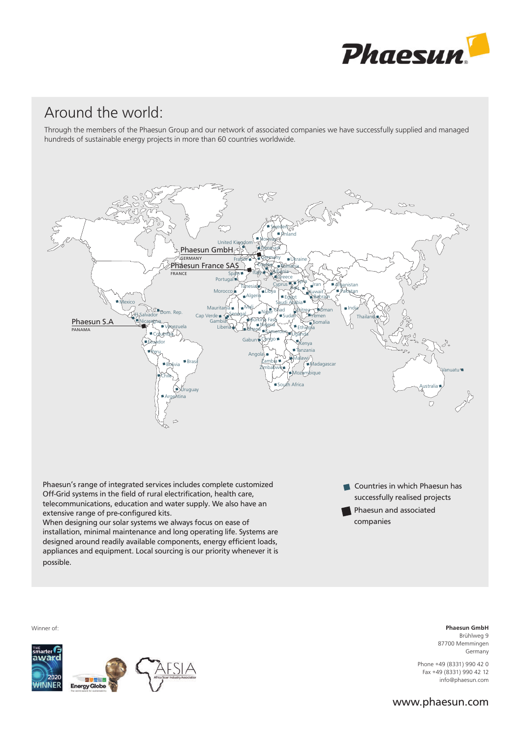## Around the world:

Through the members of the Phaesun Group and our network of associated companies we have successfully supplied and managed hundreds of sustainable energy projects in more than 60 countries worldwide.

Phaesun GmbH
GERMANY

Phaesun France SAS
FRANCE

Phaesun S.A
PANAMA

Sweden, Finland, Norway, United Kingdom, Denmark, Germany, France, Ukraine, Croatia, Romania, Spain, Italy, Albania, Portugal, Greece, Tunesia, Cyprus, Syria, Iraq, Iran, Afghanistan, Morocco, Algeria, Libya, Egypt, Kuwait, Bahrain, Pakistan, Saudi Arabia, Mauritania, Mali, Niger, Chad, Eritrea, Oman, India, Cap Verde, Senegal, Gambia, Burkina Faso, Sudan, Yemen, Thailand, Liberia, Ghana, Nigeria, Ethiopia, Somalia, Cameroon, Uganda, Gabun, Congo, Kenya, Tanzania, Angola, Malawi, Zambia, Madagascar, Zimbabwe, Mozambique, South Africa, Mexico, El Salvador, Dom. Rep., Nicaragua, Venezuela, Columbia, Ecuador, Peru, Brasil, Bolivia, Chile, Uruguay, Argentina, Vanuatu, Australia

Phaesun's range of integrated services includes complete customized Off-Grid systems in the field of rural electrification, health care, telecommunications, education and water supply. We also have an extensive range of pre-configured kits.

When designing our solar systems we always focus on ease of installation, minimal maintenance and long operating life. Systems are designed around readily available components, energy efficient loads, appliances and equipment. Local sourcing is our priority whenever it is possible.

Countries in which Phaesun has successfully realised projects

Phaesun and associated companies

Winner of:

**Phaesun GmbH**
Brühlweg 9
87700 Memmingen
Germany

Phone +49 (8331) 990 42 0
Fax +49 (8331) 990 42 12
info@phaesun.com

www.phaesun.com